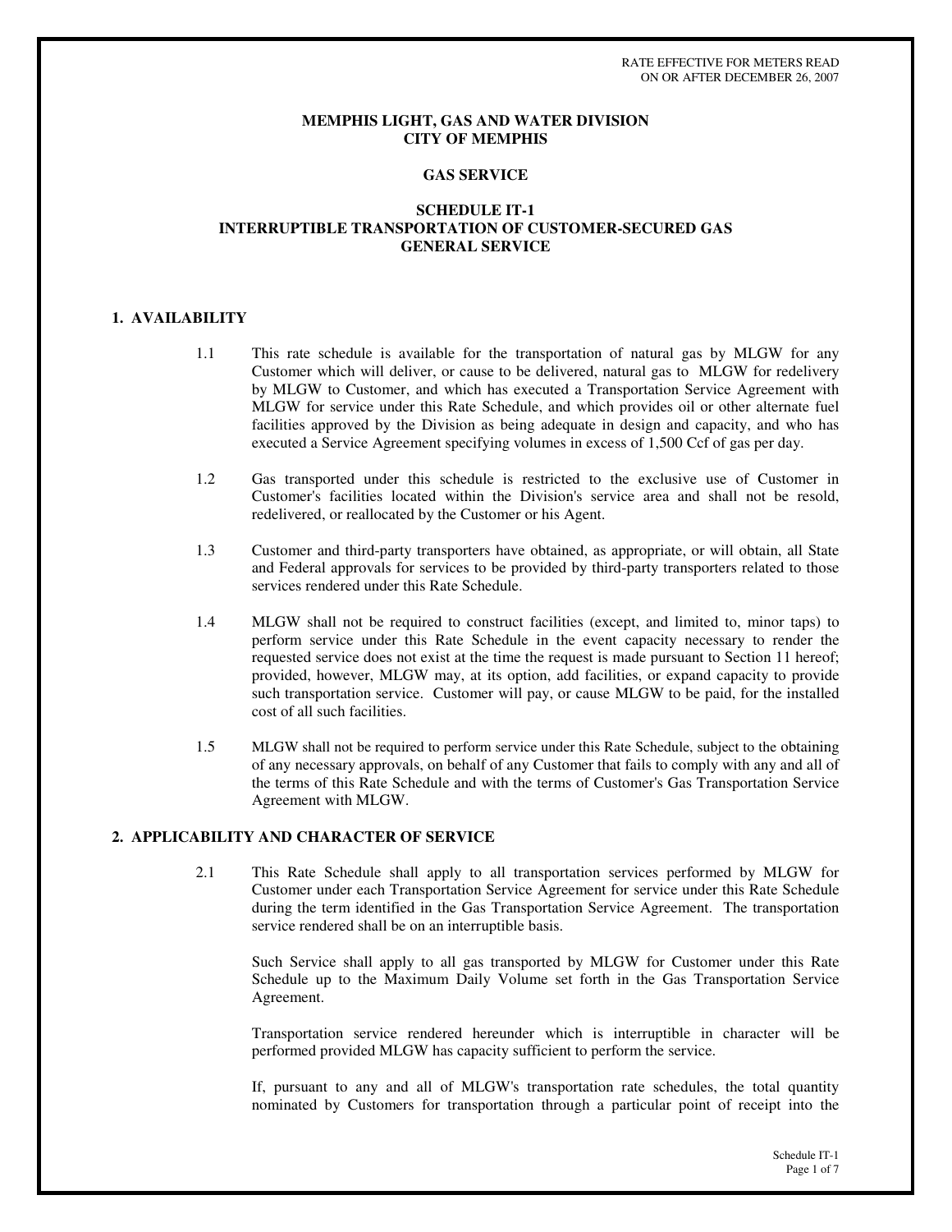RATE EFFECTIVE FOR METERS READ
ON OR AFTER DECEMBER 26, 2007

# MEMPHIS LIGHT, GAS AND WATER DIVISION
# CITY OF MEMPHIS

## GAS SERVICE

## SCHEDULE IT-1
## INTERRUPTIBLE TRANSPORTATION OF CUSTOMER-SECURED GAS
## GENERAL SERVICE

### 1. AVAILABILITY

1.1 This rate schedule is available for the transportation of natural gas by MLGW for any Customer which will deliver, or cause to be delivered, natural gas to MLGW for redelivery by MLGW to Customer, and which has executed a Transportation Service Agreement with MLGW for service under this Rate Schedule, and which provides oil or other alternate fuel facilities approved by the Division as being adequate in design and capacity, and who has executed a Service Agreement specifying volumes in excess of 1,500 Ccf of gas per day.

1.2 Gas transported under this schedule is restricted to the exclusive use of Customer in Customer's facilities located within the Division's service area and shall not be resold, redelivered, or reallocated by the Customer or his Agent.

1.3 Customer and third-party transporters have obtained, as appropriate, or will obtain, all State and Federal approvals for services to be provided by third-party transporters related to those services rendered under this Rate Schedule.

1.4 MLGW shall not be required to construct facilities (except, and limited to, minor taps) to perform service under this Rate Schedule in the event capacity necessary to render the requested service does not exist at the time the request is made pursuant to Section 11 hereof; provided, however, MLGW may, at its option, add facilities, or expand capacity to provide such transportation service. Customer will pay, or cause MLGW to be paid, for the installed cost of all such facilities.

1.5 MLGW shall not be required to perform service under this Rate Schedule, subject to the obtaining of any necessary approvals, on behalf of any Customer that fails to comply with any and all of the terms of this Rate Schedule and with the terms of Customer's Gas Transportation Service Agreement with MLGW.

### 2. APPLICABILITY AND CHARACTER OF SERVICE

2.1 This Rate Schedule shall apply to all transportation services performed by MLGW for Customer under each Transportation Service Agreement for service under this Rate Schedule during the term identified in the Gas Transportation Service Agreement. The transportation service rendered shall be on an interruptible basis.

Such Service shall apply to all gas transported by MLGW for Customer under this Rate Schedule up to the Maximum Daily Volume set forth in the Gas Transportation Service Agreement.

Transportation service rendered hereunder which is interruptible in character will be performed provided MLGW has capacity sufficient to perform the service.

If, pursuant to any and all of MLGW's transportation rate schedules, the total quantity nominated by Customers for transportation through a particular point of receipt into the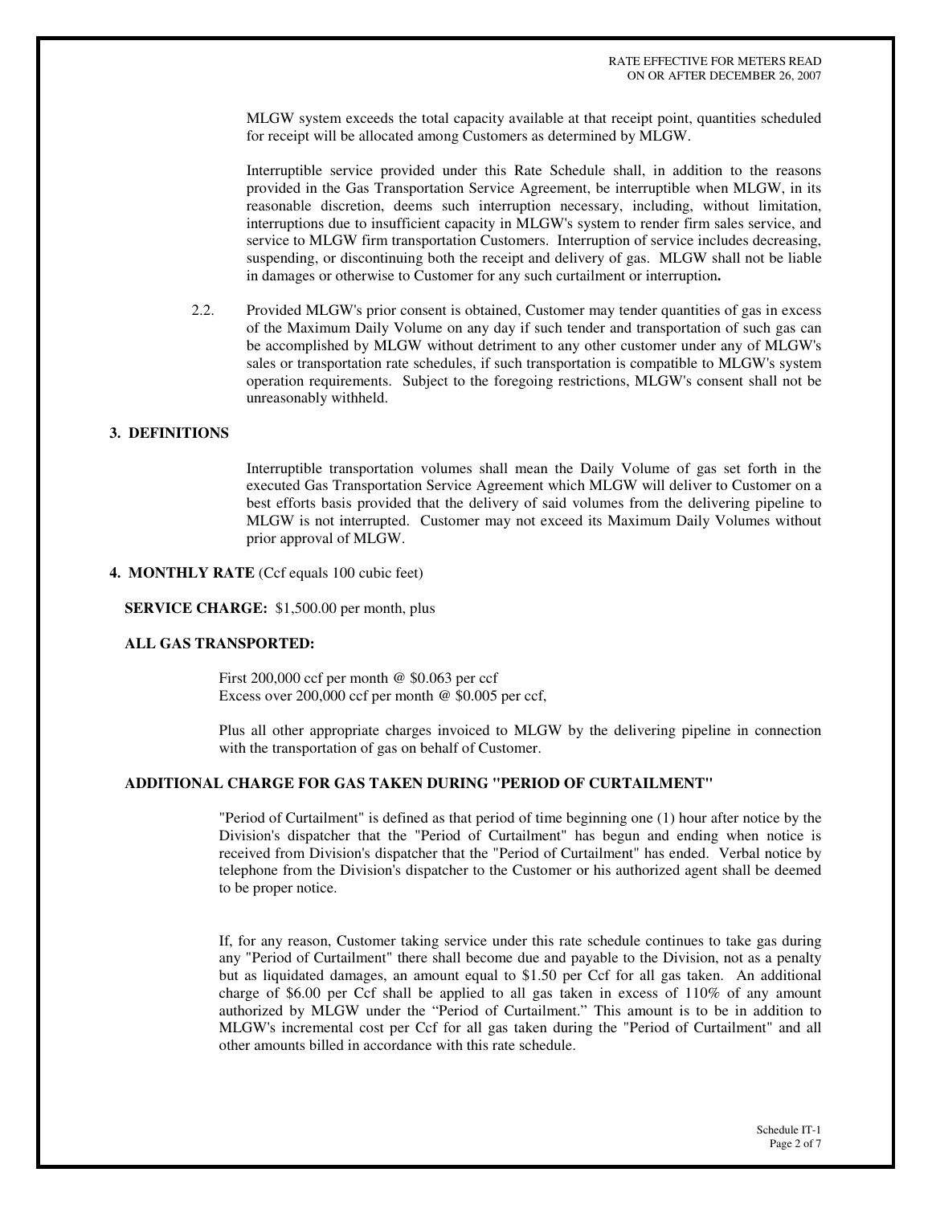MLGW system exceeds the total capacity available at that receipt point, quantities scheduled for receipt will be allocated among Customers as determined by MLGW.

Interruptible service provided under this Rate Schedule shall, in addition to the reasons provided in the Gas Transportation Service Agreement, be interruptible when MLGW, in its reasonable discretion, deems such interruption necessary, including, without limitation, interruptions due to insufficient capacity in MLGW's system to render firm sales service, and service to MLGW firm transportation Customers. Interruption of service includes decreasing, suspending, or discontinuing both the receipt and delivery of gas. MLGW shall not be liable in damages or otherwise to Customer for any such curtailment or interruption**.**

2.2. Provided MLGW's prior consent is obtained, Customer may tender quantities of gas in excess of the Maximum Daily Volume on any day if such tender and transportation of such gas can be accomplished by MLGW without detriment to any other customer under any of MLGW's sales or transportation rate schedules, if such transportation is compatible to MLGW's system operation requirements. Subject to the foregoing restrictions, MLGW's consent shall not be unreasonably withheld.

## 3. DEFINITIONS

Interruptible transportation volumes shall mean the Daily Volume of gas set forth in the executed Gas Transportation Service Agreement which MLGW will deliver to Customer on a best efforts basis provided that the delivery of said volumes from the delivering pipeline to MLGW is not interrupted. Customer may not exceed its Maximum Daily Volumes without prior approval of MLGW.

## 4. MONTHLY RATE (Ccf equals 100 cubic feet)

**SERVICE CHARGE:** $1,500.00 per month, plus

**ALL GAS TRANSPORTED:**

First 200,000 ccf per month @ $0.063 per ccf
Excess over 200,000 ccf per month @ $0.005 per ccf,

Plus all other appropriate charges invoiced to MLGW by the delivering pipeline in connection with the transportation of gas on behalf of Customer.

### ADDITIONAL CHARGE FOR GAS TAKEN DURING "PERIOD OF CURTAILMENT"

"Period of Curtailment" is defined as that period of time beginning one (1) hour after notice by the Division's dispatcher that the "Period of Curtailment" has begun and ending when notice is received from Division's dispatcher that the "Period of Curtailment" has ended. Verbal notice by telephone from the Division's dispatcher to the Customer or his authorized agent shall be deemed to be proper notice.

If, for any reason, Customer taking service under this rate schedule continues to take gas during any "Period of Curtailment" there shall become due and payable to the Division, not as a penalty but as liquidated damages, an amount equal to $1.50 per Ccf for all gas taken. An additional charge of $6.00 per Ccf shall be applied to all gas taken in excess of 110% of any amount authorized by MLGW under the "Period of Curtailment." This amount is to be in addition to MLGW's incremental cost per Ccf for all gas taken during the "Period of Curtailment" and all other amounts billed in accordance with this rate schedule.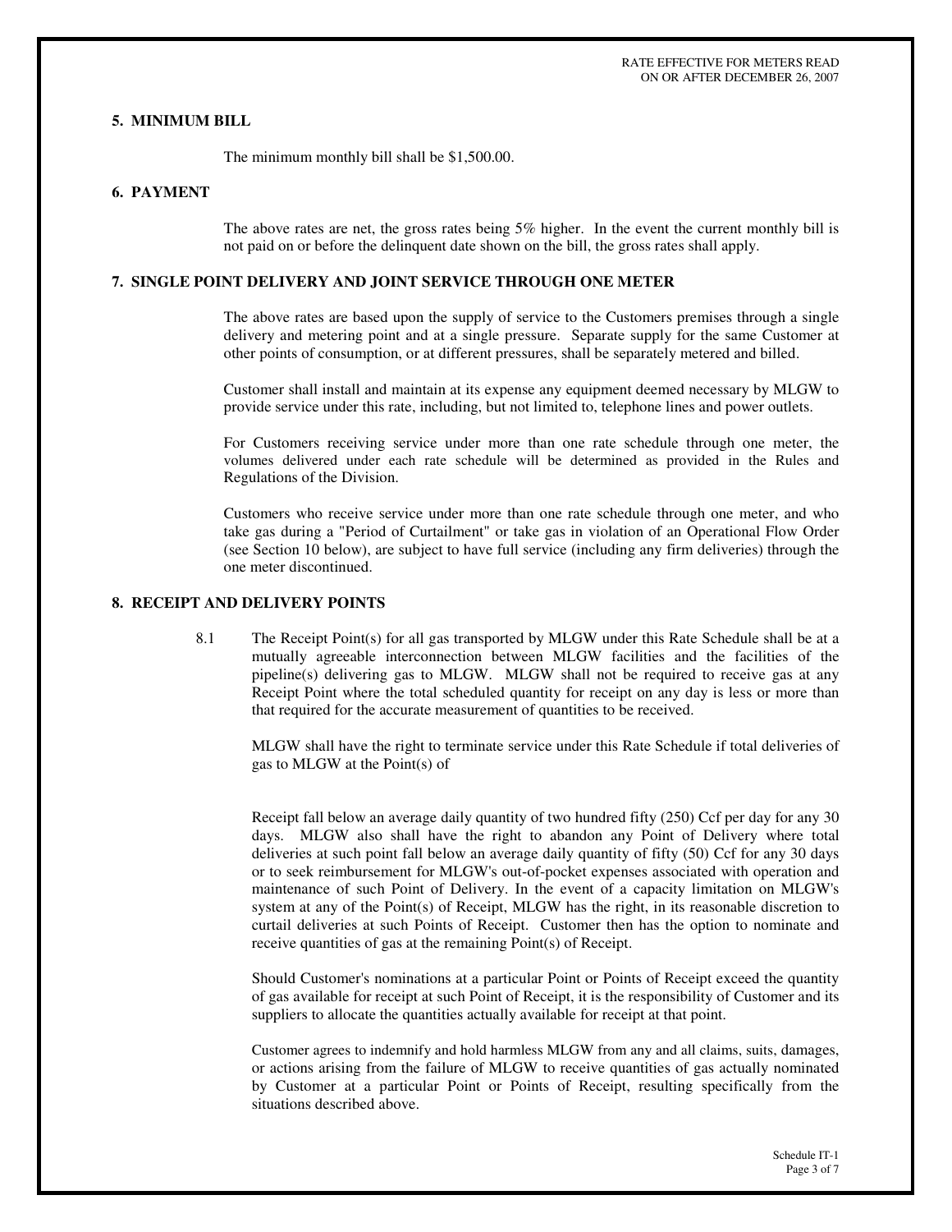## 5. MINIMUM BILL

The minimum monthly bill shall be $1,500.00.

## 6. PAYMENT

The above rates are net, the gross rates being 5% higher. In the event the current monthly bill is not paid on or before the delinquent date shown on the bill, the gross rates shall apply.

## 7. SINGLE POINT DELIVERY AND JOINT SERVICE THROUGH ONE METER

The above rates are based upon the supply of service to the Customers premises through a single delivery and metering point and at a single pressure. Separate supply for the same Customer at other points of consumption, or at different pressures, shall be separately metered and billed.

Customer shall install and maintain at its expense any equipment deemed necessary by MLGW to provide service under this rate, including, but not limited to, telephone lines and power outlets.

For Customers receiving service under more than one rate schedule through one meter, the volumes delivered under each rate schedule will be determined as provided in the Rules and Regulations of the Division.

Customers who receive service under more than one rate schedule through one meter, and who take gas during a "Period of Curtailment" or take gas in violation of an Operational Flow Order (see Section 10 below), are subject to have full service (including any firm deliveries) through the one meter discontinued.

## 8. RECEIPT AND DELIVERY POINTS

8.1 The Receipt Point(s) for all gas transported by MLGW under this Rate Schedule shall be at a mutually agreeable interconnection between MLGW facilities and the facilities of the pipeline(s) delivering gas to MLGW. MLGW shall not be required to receive gas at any Receipt Point where the total scheduled quantity for receipt on any day is less or more than that required for the accurate measurement of quantities to be received.

MLGW shall have the right to terminate service under this Rate Schedule if total deliveries of gas to MLGW at the Point(s) of

Receipt fall below an average daily quantity of two hundred fifty (250) Ccf per day for any 30 days. MLGW also shall have the right to abandon any Point of Delivery where total deliveries at such point fall below an average daily quantity of fifty (50) Ccf for any 30 days or to seek reimbursement for MLGW's out-of-pocket expenses associated with operation and maintenance of such Point of Delivery. In the event of a capacity limitation on MLGW's system at any of the Point(s) of Receipt, MLGW has the right, in its reasonable discretion to curtail deliveries at such Points of Receipt. Customer then has the option to nominate and receive quantities of gas at the remaining Point(s) of Receipt.

Should Customer's nominations at a particular Point or Points of Receipt exceed the quantity of gas available for receipt at such Point of Receipt, it is the responsibility of Customer and its suppliers to allocate the quantities actually available for receipt at that point.

Customer agrees to indemnify and hold harmless MLGW from any and all claims, suits, damages, or actions arising from the failure of MLGW to receive quantities of gas actually nominated by Customer at a particular Point or Points of Receipt, resulting specifically from the situations described above.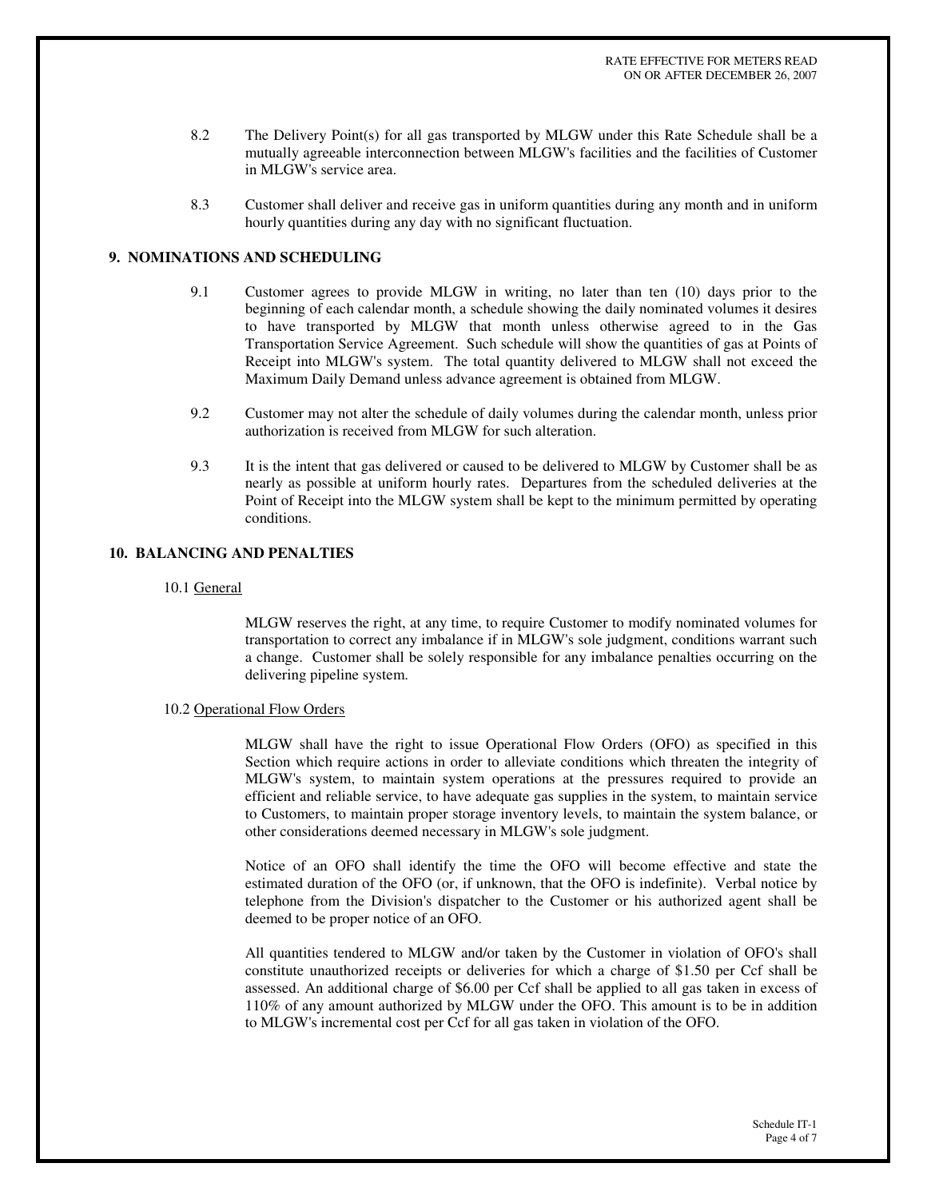8.2 The Delivery Point(s) for all gas transported by MLGW under this Rate Schedule shall be a mutually agreeable interconnection between MLGW's facilities and the facilities of Customer in MLGW's service area.

8.3 Customer shall deliver and receive gas in uniform quantities during any month and in uniform hourly quantities during any day with no significant fluctuation.

## 9. NOMINATIONS AND SCHEDULING

9.1 Customer agrees to provide MLGW in writing, no later than ten (10) days prior to the beginning of each calendar month, a schedule showing the daily nominated volumes it desires to have transported by MLGW that month unless otherwise agreed to in the Gas Transportation Service Agreement. Such schedule will show the quantities of gas at Points of Receipt into MLGW's system. The total quantity delivered to MLGW shall not exceed the Maximum Daily Demand unless advance agreement is obtained from MLGW.

9.2 Customer may not alter the schedule of daily volumes during the calendar month, unless prior authorization is received from MLGW for such alteration.

9.3 It is the intent that gas delivered or caused to be delivered to MLGW by Customer shall be as nearly as possible at uniform hourly rates. Departures from the scheduled deliveries at the Point of Receipt into the MLGW system shall be kept to the minimum permitted by operating conditions.

## 10. BALANCING AND PENALTIES

10.1 General

MLGW reserves the right, at any time, to require Customer to modify nominated volumes for transportation to correct any imbalance if in MLGW's sole judgment, conditions warrant such a change. Customer shall be solely responsible for any imbalance penalties occurring on the delivering pipeline system.

10.2 Operational Flow Orders

MLGW shall have the right to issue Operational Flow Orders (OFO) as specified in this Section which require actions in order to alleviate conditions which threaten the integrity of MLGW's system, to maintain system operations at the pressures required to provide an efficient and reliable service, to have adequate gas supplies in the system, to maintain service to Customers, to maintain proper storage inventory levels, to maintain the system balance, or other considerations deemed necessary in MLGW's sole judgment.

Notice of an OFO shall identify the time the OFO will become effective and state the estimated duration of the OFO (or, if unknown, that the OFO is indefinite). Verbal notice by telephone from the Division's dispatcher to the Customer or his authorized agent shall be deemed to be proper notice of an OFO.

All quantities tendered to MLGW and/or taken by the Customer in violation of OFO's shall constitute unauthorized receipts or deliveries for which a charge of $1.50 per Ccf shall be assessed. An additional charge of $6.00 per Ccf shall be applied to all gas taken in excess of 110% of any amount authorized by MLGW under the OFO. This amount is to be in addition to MLGW's incremental cost per Ccf for all gas taken in violation of the OFO.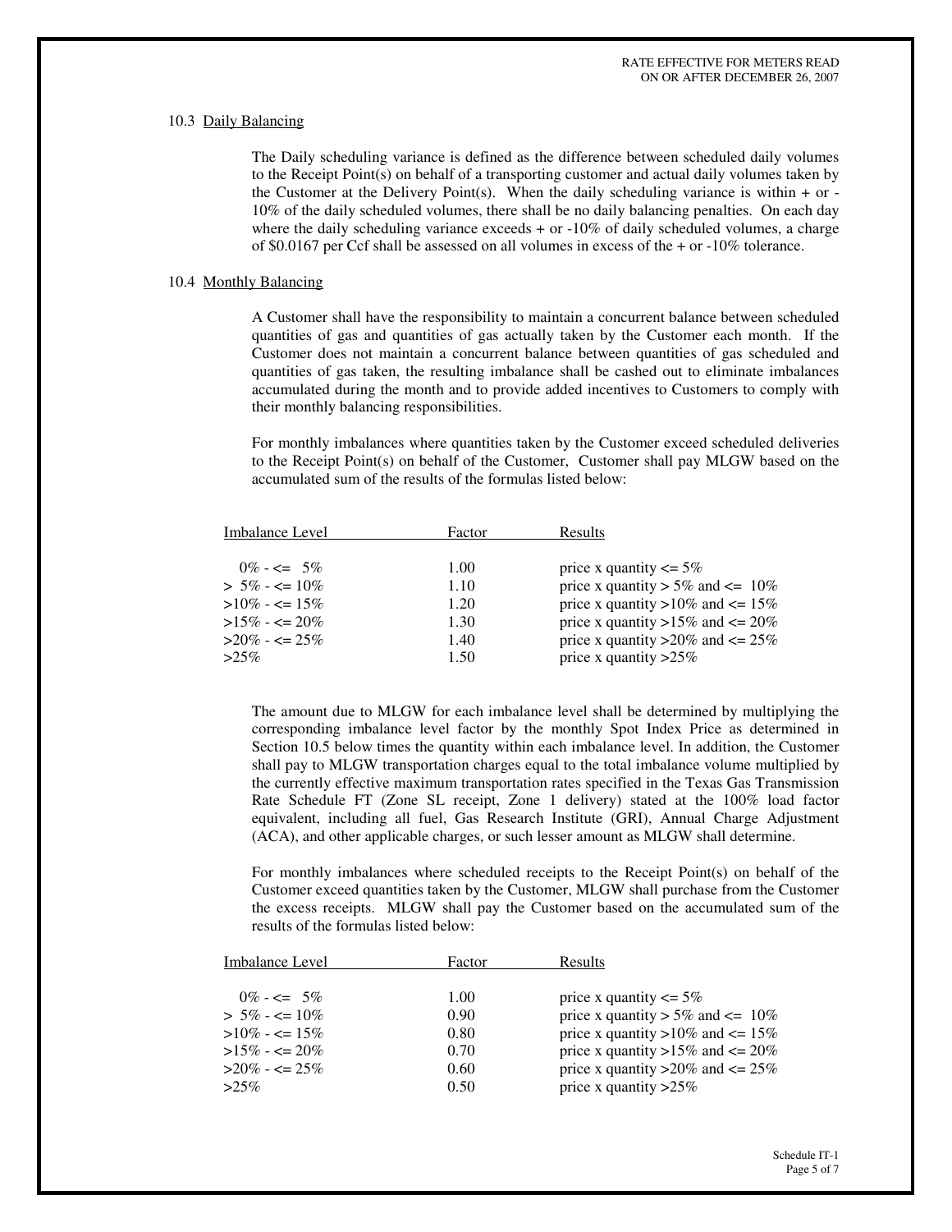RATE EFFECTIVE FOR METERS READ
ON OR AFTER DECEMBER 26, 2007

### 10.3 Daily Balancing

The Daily scheduling variance is defined as the difference between scheduled daily volumes to the Receipt Point(s) on behalf of a transporting customer and actual daily volumes taken by the Customer at the Delivery Point(s). When the daily scheduling variance is within + or -10% of the daily scheduled volumes, there shall be no daily balancing penalties. On each day where the daily scheduling variance exceeds + or -10% of daily scheduled volumes, a charge of $0.0167 per Ccf shall be assessed on all volumes in excess of the + or -10% tolerance.

### 10.4 Monthly Balancing

A Customer shall have the responsibility to maintain a concurrent balance between scheduled quantities of gas and quantities of gas actually taken by the Customer each month. If the Customer does not maintain a concurrent balance between quantities of gas scheduled and quantities of gas taken, the resulting imbalance shall be cashed out to eliminate imbalances accumulated during the month and to provide added incentives to Customers to comply with their monthly balancing responsibilities.

For monthly imbalances where quantities taken by the Customer exceed scheduled deliveries to the Receipt Point(s) on behalf of the Customer, Customer shall pay MLGW based on the accumulated sum of the results of the formulas listed below:

| Imbalance Level | Factor | Results |
|---|---|---|
| 0% - <= 5% | 1.00 | price x quantity <= 5% |
| > 5% - <= 10% | 1.10 | price x quantity > 5% and <= 10% |
| >10% - <= 15% | 1.20 | price x quantity >10% and <= 15% |
| >15% - <= 20% | 1.30 | price x quantity >15% and <= 20% |
| >20% - <= 25% | 1.40 | price x quantity >20% and <= 25% |
| >25% | 1.50 | price x quantity >25% |

The amount due to MLGW for each imbalance level shall be determined by multiplying the corresponding imbalance level factor by the monthly Spot Index Price as determined in Section 10.5 below times the quantity within each imbalance level. In addition, the Customer shall pay to MLGW transportation charges equal to the total imbalance volume multiplied by the currently effective maximum transportation rates specified in the Texas Gas Transmission Rate Schedule FT (Zone SL receipt, Zone 1 delivery) stated at the 100% load factor equivalent, including all fuel, Gas Research Institute (GRI), Annual Charge Adjustment (ACA), and other applicable charges, or such lesser amount as MLGW shall determine.

For monthly imbalances where scheduled receipts to the Receipt Point(s) on behalf of the Customer exceed quantities taken by the Customer, MLGW shall purchase from the Customer the excess receipts. MLGW shall pay the Customer based on the accumulated sum of the results of the formulas listed below:

| Imbalance Level | Factor | Results |
|---|---|---|
| 0% - <= 5% | 1.00 | price x quantity <= 5% |
| > 5% - <= 10% | 0.90 | price x quantity > 5% and <= 10% |
| >10% - <= 15% | 0.80 | price x quantity >10% and <= 15% |
| >15% - <= 20% | 0.70 | price x quantity >15% and <= 20% |
| >20% - <= 25% | 0.60 | price x quantity >20% and <= 25% |
| >25% | 0.50 | price x quantity >25% |

Schedule IT-1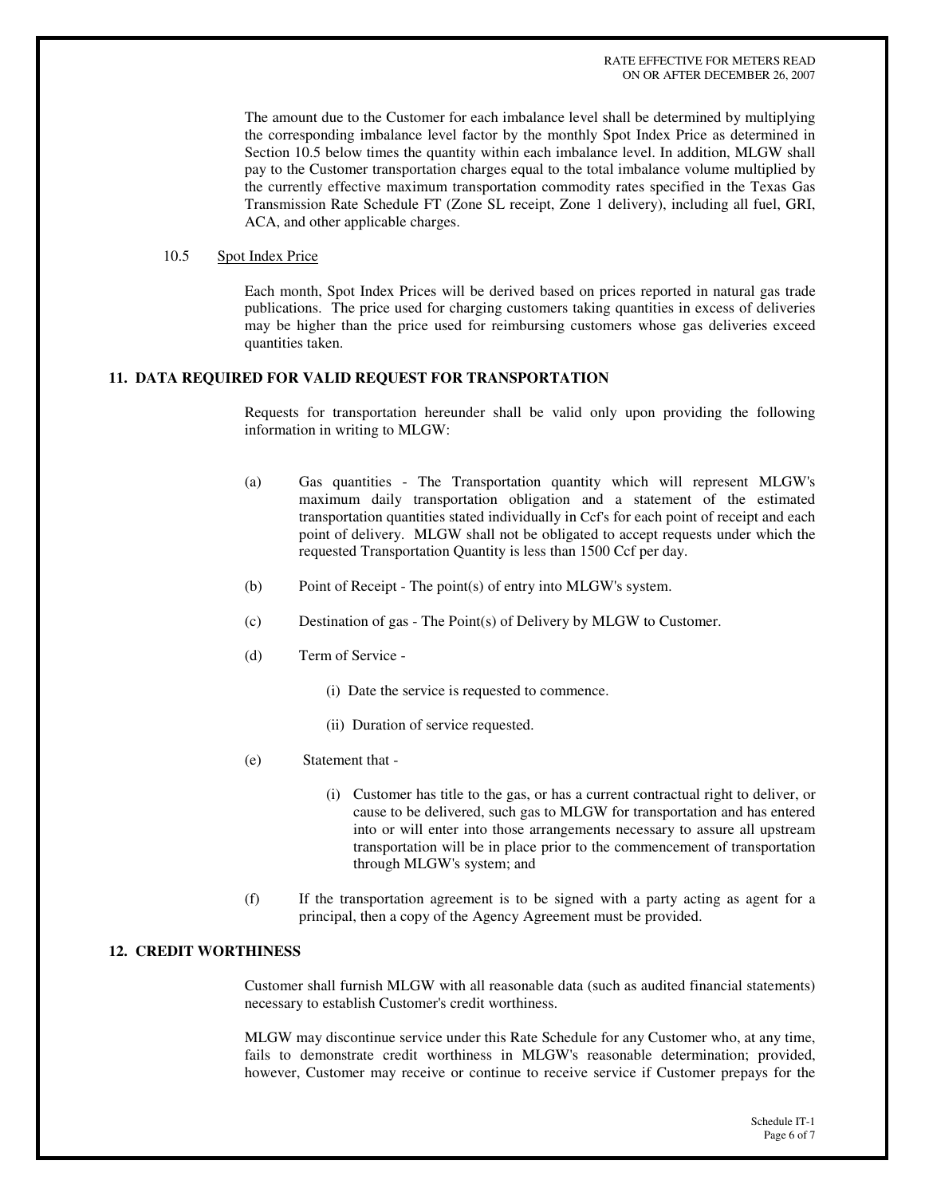The amount due to the Customer for each imbalance level shall be determined by multiplying the corresponding imbalance level factor by the monthly Spot Index Price as determined in Section 10.5 below times the quantity within each imbalance level. In addition, MLGW shall pay to the Customer transportation charges equal to the total imbalance volume multiplied by the currently effective maximum transportation commodity rates specified in the Texas Gas Transmission Rate Schedule FT (Zone SL receipt, Zone 1 delivery), including all fuel, GRI, ACA, and other applicable charges.

10.5 Spot Index Price

Each month, Spot Index Prices will be derived based on prices reported in natural gas trade publications. The price used for charging customers taking quantities in excess of deliveries may be higher than the price used for reimbursing customers whose gas deliveries exceed quantities taken.

## 11. DATA REQUIRED FOR VALID REQUEST FOR TRANSPORTATION

Requests for transportation hereunder shall be valid only upon providing the following information in writing to MLGW:

(a) Gas quantities - The Transportation quantity which will represent MLGW's maximum daily transportation obligation and a statement of the estimated transportation quantities stated individually in Ccf's for each point of receipt and each point of delivery. MLGW shall not be obligated to accept requests under which the requested Transportation Quantity is less than 1500 Ccf per day.

(b) Point of Receipt - The point(s) of entry into MLGW's system.

(c) Destination of gas - The Point(s) of Delivery by MLGW to Customer.

(d) Term of Service -

(i) Date the service is requested to commence.

(ii) Duration of service requested.

(e) Statement that -

(i) Customer has title to the gas, or has a current contractual right to deliver, or cause to be delivered, such gas to MLGW for transportation and has entered into or will enter into those arrangements necessary to assure all upstream transportation will be in place prior to the commencement of transportation through MLGW's system; and

(f) If the transportation agreement is to be signed with a party acting as agent for a principal, then a copy of the Agency Agreement must be provided.

## 12. CREDIT WORTHINESS

Customer shall furnish MLGW with all reasonable data (such as audited financial statements) necessary to establish Customer's credit worthiness.

MLGW may discontinue service under this Rate Schedule for any Customer who, at any time, fails to demonstrate credit worthiness in MLGW's reasonable determination; provided, however, Customer may receive or continue to receive service if Customer prepays for the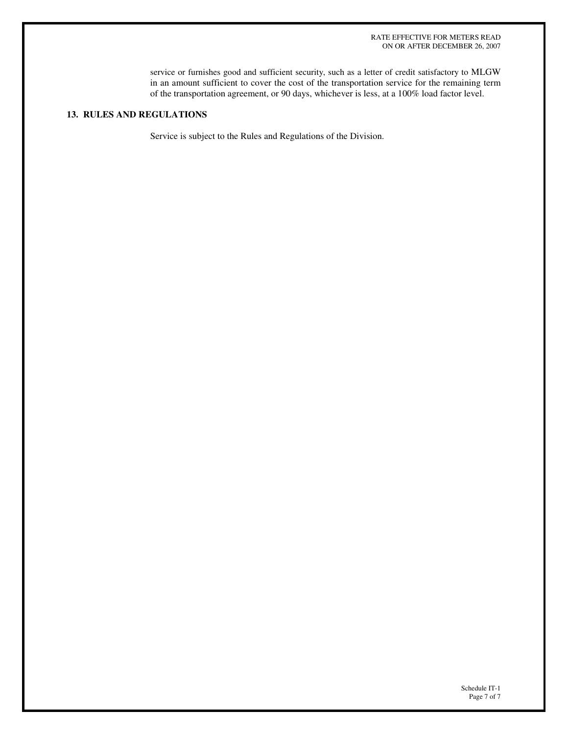service or furnishes good and sufficient security, such as a letter of credit satisfactory to MLGW in an amount sufficient to cover the cost of the transportation service for the remaining term of the transportation agreement, or 90 days, whichever is less, at a 100% load factor level.

## 13. RULES AND REGULATIONS

Service is subject to the Rules and Regulations of the Division.